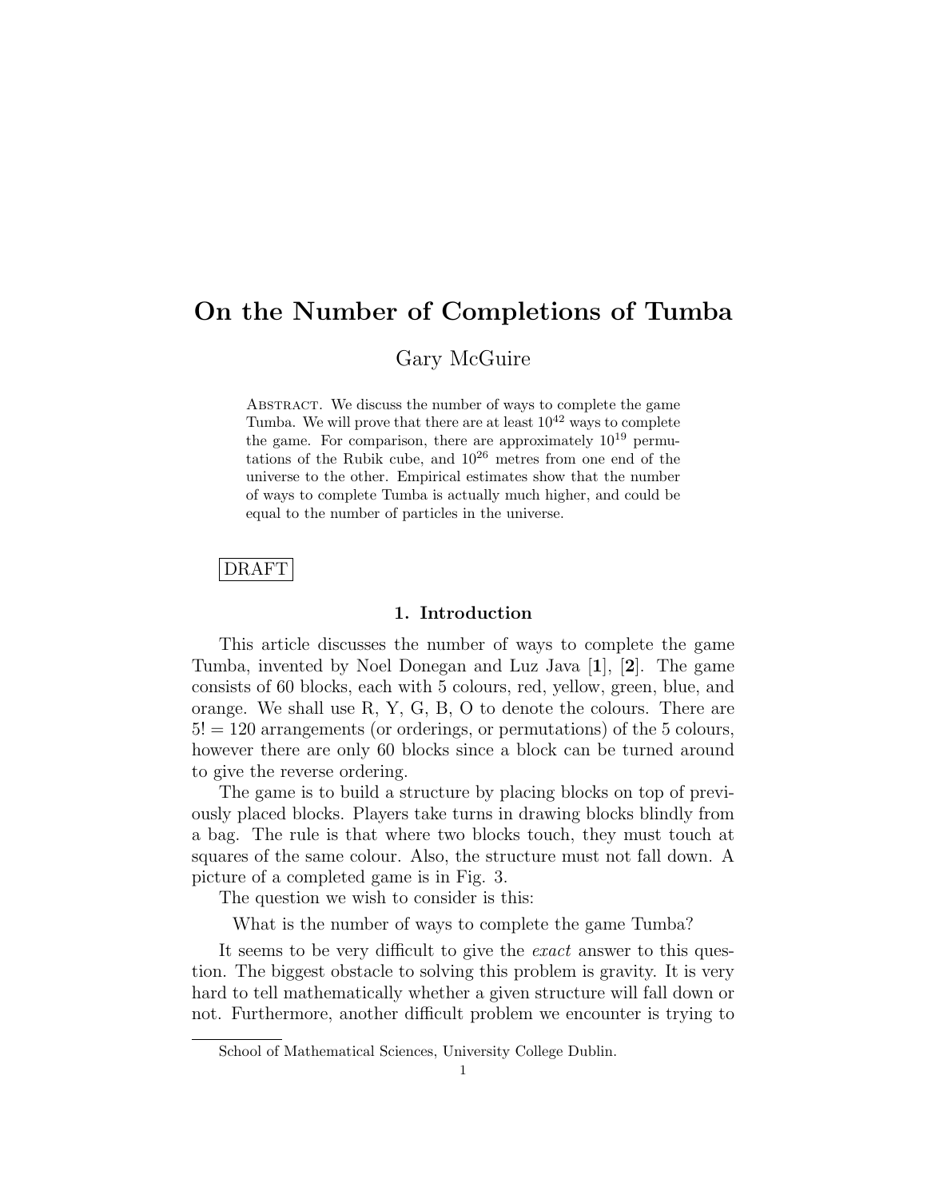# On the Number of Completions of Tumba

Gary McGuire

Abstract. We discuss the number of ways to complete the game Tumba. We will prove that there are at least $10^{42}$ ways to complete the game. For comparison, there are approximately $10^{19}$ permutations of the Rubik cube, and $10^{26}$ metres from one end of the universe to the other. Empirical estimates show that the number of ways to complete Tumba is actually much higher, and could be equal to the number of particles in the universe.

DRAFT

## 1. Introduction

This article discusses the number of ways to complete the game Tumba, invented by Noel Donegan and Luz Java [**1**], [**2**]. The game consists of 60 blocks, each with 5 colours, red, yellow, green, blue, and orange. We shall use R, Y, G, B, O to denote the colours. There are $5! = 120$ arrangements (or orderings, or permutations) of the 5 colours, however there are only 60 blocks since a block can be turned around to give the reverse ordering.

The game is to build a structure by placing blocks on top of previously placed blocks. Players take turns in drawing blocks blindly from a bag. The rule is that where two blocks touch, they must touch at squares of the same colour. Also, the structure must not fall down. A picture of a completed game is in Fig. 3.

The question we wish to consider is this:

What is the number of ways to complete the game Tumba?

It seems to be very difficult to give the *exact* answer to this question. The biggest obstacle to solving this problem is gravity. It is very hard to tell mathematically whether a given structure will fall down or not. Furthermore, another difficult problem we encounter is trying to

School of Mathematical Sciences, University College Dublin.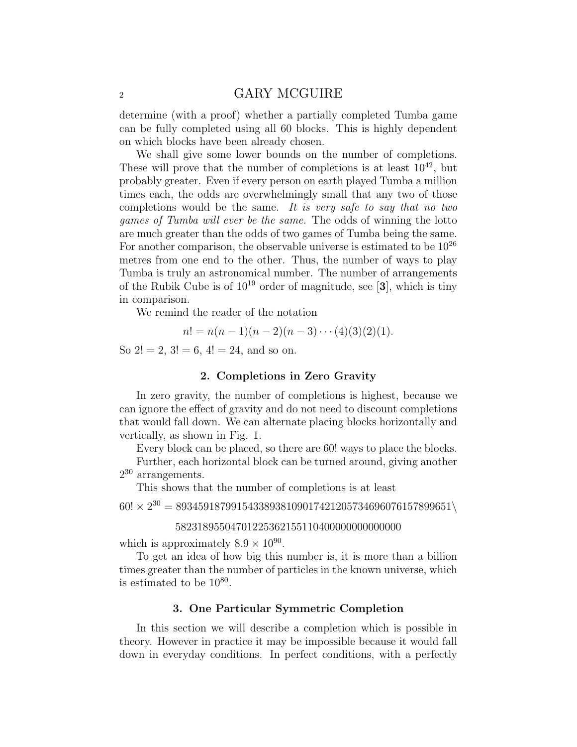determine (with a proof) whether a partially completed Tumba game can be fully completed using all 60 blocks. This is highly dependent on which blocks have been already chosen.

We shall give some lower bounds on the number of completions. These will prove that the number of completions is at least $10^{42}$, but probably greater. Even if every person on earth played Tumba a million times each, the odds are overwhelmingly small that any two of those completions would be the same. *It is very safe to say that no two games of Tumba will ever be the same.* The odds of winning the lotto are much greater than the odds of two games of Tumba being the same. For another comparison, the observable universe is estimated to be $10^{26}$ metres from one end to the other. Thus, the number of ways to play Tumba is truly an astronomical number. The number of arrangements of the Rubik Cube is of $10^{19}$ order of magnitude, see [**3**], which is tiny in comparison.

We remind the reader of the notation

$$n! = n(n-1)(n-2)(n-3)\cdots(4)(3)(2)(1).$$

So $2! = 2$, $3! = 6$, $4! = 24$, and so on.

## 2. Completions in Zero Gravity

In zero gravity, the number of completions is highest, because we can ignore the effect of gravity and do not need to discount completions that would fall down. We can alternate placing blocks horizontally and vertically, as shown in Fig. 1.

Every block can be placed, so there are $60!$ ways to place the blocks.

Further, each horizontal block can be turned around, giving another $2^{30}$ arrangements.

This shows that the number of completions is at least

$$60! \times 2^{30} = 89345918799154338938109017421205734696076157899651\backslash$$
$$58231895504701225362155110400000000000000$$

which is approximately $8.9 \times 10^{90}$.

To get an idea of how big this number is, it is more than a billion times greater than the number of particles in the known universe, which is estimated to be $10^{80}$.

## 3. One Particular Symmetric Completion

In this section we will describe a completion which is possible in theory. However in practice it may be impossible because it would fall down in everyday conditions. In perfect conditions, with a perfectly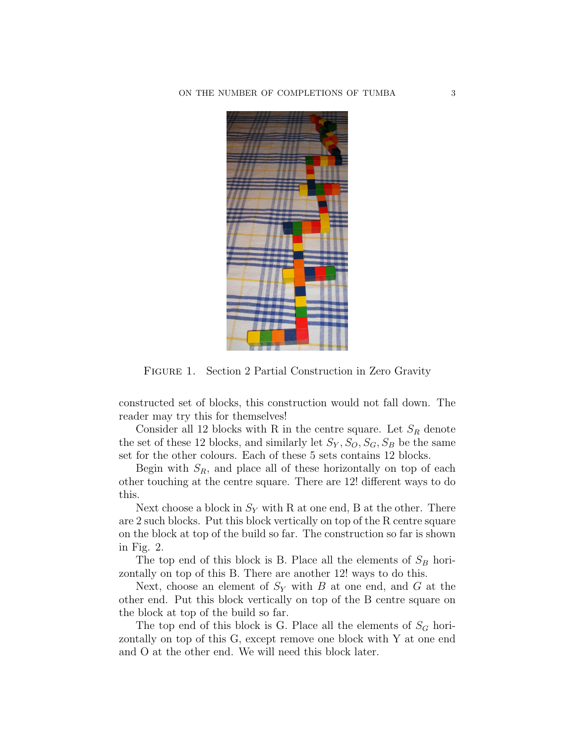Figure 1. Section 2 Partial Construction in Zero Gravity

constructed set of blocks, this construction would not fall down. The reader may try this for themselves!

Consider all 12 blocks with R in the centre square. Let $S_R$ denote the set of these 12 blocks, and similarly let $S_Y, S_O, S_G, S_B$ be the same set for the other colours. Each of these 5 sets contains 12 blocks.

Begin with $S_R$, and place all of these horizontally on top of each other touching at the centre square. There are 12! different ways to do this.

Next choose a block in $S_Y$ with R at one end, B at the other. There are 2 such blocks. Put this block vertically on top of the R centre square on the block at top of the build so far. The construction so far is shown in Fig. 2.

The top end of this block is B. Place all the elements of $S_B$ horizontally on top of this B. There are another 12! ways to do this.

Next, choose an element of $S_Y$ with $B$ at one end, and $G$ at the other end. Put this block vertically on top of the B centre square on the block at top of the build so far.

The top end of this block is G. Place all the elements of $S_G$ horizontally on top of this G, except remove one block with Y at one end and O at the other end. We will need this block later.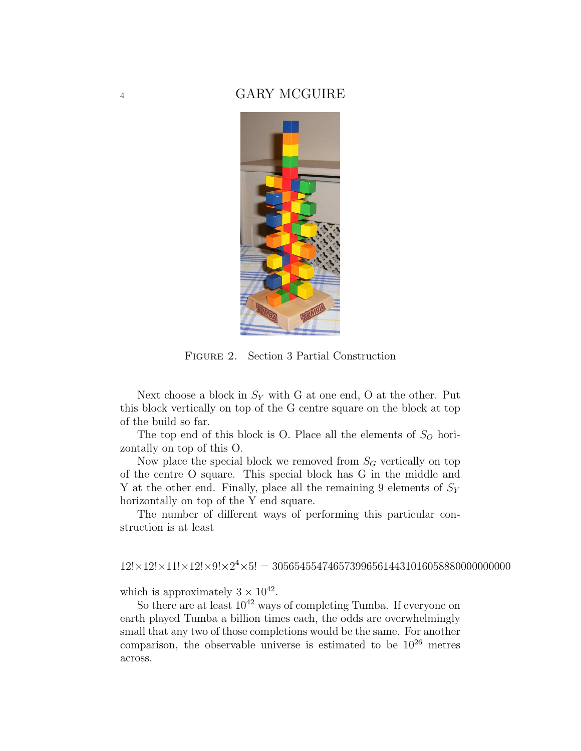Figure 2. Section 3 Partial Construction

Next choose a block in $S_Y$ with G at one end, O at the other. Put this block vertically on top of the G centre square on the block at top of the build so far.

The top end of this block is O. Place all the elements of $S_O$ horizontally on top of this O.

Now place the special block we removed from $S_G$ vertically on top of the centre O square. This special block has G in the middle and Y at the other end. Finally, place all the remaining 9 elements of $S_Y$ horizontally on top of the Y end square.

The number of different ways of performing this particular construction is at least

$$12! \times 12! \times 11! \times 12! \times 9! \times 2^4 \times 5! = 3056545547465739965614431016058880000000000$$

which is approximately $3 \times 10^{42}$.

So there are at least $10^{42}$ ways of completing Tumba. If everyone on earth played Tumba a billion times each, the odds are overwhelmingly small that any two of those completions would be the same. For another comparison, the observable universe is estimated to be $10^{26}$ metres across.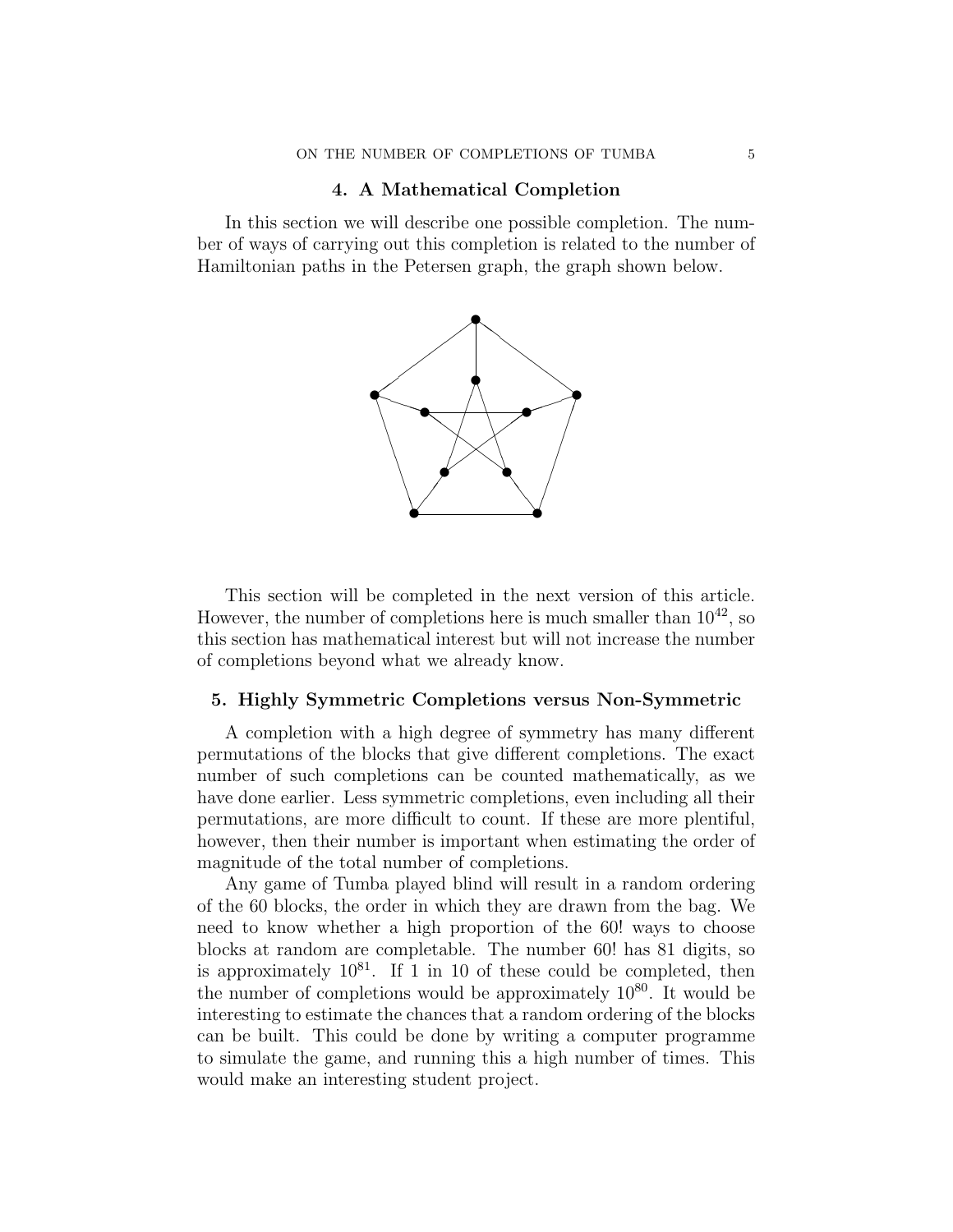## 4. A Mathematical Completion

In this section we will describe one possible completion. The number of ways of carrying out this completion is related to the number of Hamiltonian paths in the Petersen graph, the graph shown below.

This section will be completed in the next version of this article. However, the number of completions here is much smaller than $10^{42}$, so this section has mathematical interest but will not increase the number of completions beyond what we already know.

## 5. Highly Symmetric Completions versus Non-Symmetric

A completion with a high degree of symmetry has many different permutations of the blocks that give different completions. The exact number of such completions can be counted mathematically, as we have done earlier. Less symmetric completions, even including all their permutations, are more difficult to count. If these are more plentiful, however, then their number is important when estimating the order of magnitude of the total number of completions.

Any game of Tumba played blind will result in a random ordering of the 60 blocks, the order in which they are drawn from the bag. We need to know whether a high proportion of the 60! ways to choose blocks at random are completable. The number 60! has 81 digits, so is approximately $10^{81}$. If 1 in 10 of these could be completed, then the number of completions would be approximately $10^{80}$. It would be interesting to estimate the chances that a random ordering of the blocks can be built. This could be done by writing a computer programme to simulate the game, and running this a high number of times. This would make an interesting student project.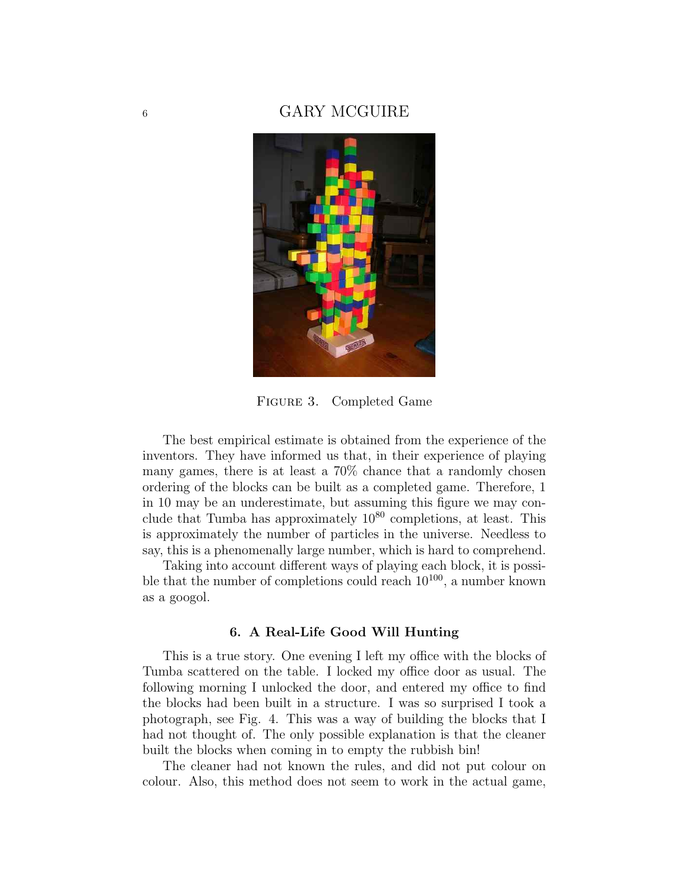Figure 3. Completed Game

The best empirical estimate is obtained from the experience of the inventors. They have informed us that, in their experience of playing many games, there is at least a 70% chance that a randomly chosen ordering of the blocks can be built as a completed game. Therefore, 1 in 10 may be an underestimate, but assuming this figure we may conclude that Tumba has approximately $10^{80}$ completions, at least. This is approximately the number of particles in the universe. Needless to say, this is a phenomenally large number, which is hard to comprehend.

Taking into account different ways of playing each block, it is possible that the number of completions could reach $10^{100}$, a number known as a googol.

## 6. A Real-Life Good Will Hunting

This is a true story. One evening I left my office with the blocks of Tumba scattered on the table. I locked my office door as usual. The following morning I unlocked the door, and entered my office to find the blocks had been built in a structure. I was so surprised I took a photograph, see Fig. 4. This was a way of building the blocks that I had not thought of. The only possible explanation is that the cleaner built the blocks when coming in to empty the rubbish bin!

The cleaner had not known the rules, and did not put colour on colour. Also, this method does not seem to work in the actual game,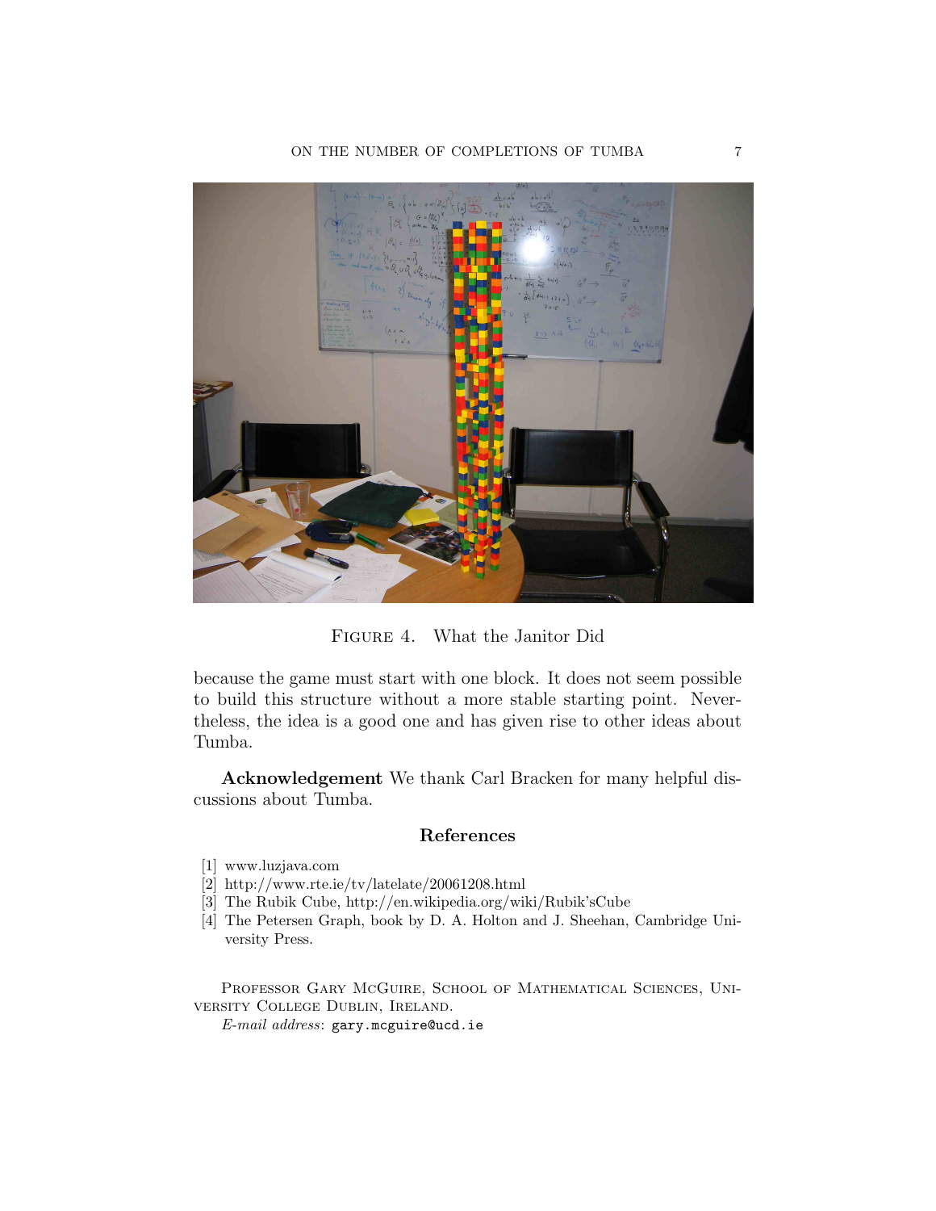FIGURE 4. What the Janitor Did

because the game must start with one block. It does not seem possible to build this structure without a more stable starting point. Nevertheless, the idea is a good one and has given rise to other ideas about Tumba.

**Acknowledgement** We thank Carl Bracken for many helpful discussions about Tumba.

## References

[1] www.luzjava.com
[2] http://www.rte.ie/tv/latelate/20061208.html
[3] The Rubik Cube, http://en.wikipedia.org/wiki/Rubik'sCube
[4] The Petersen Graph, book by D. A. Holton and J. Sheehan, Cambridge University Press.

PROFESSOR GARY MCGUIRE, SCHOOL OF MATHEMATICAL SCIENCES, UNIVERSITY COLLEGE DUBLIN, IRELAND.

*E-mail address*: gary.mcguire@ucd.ie